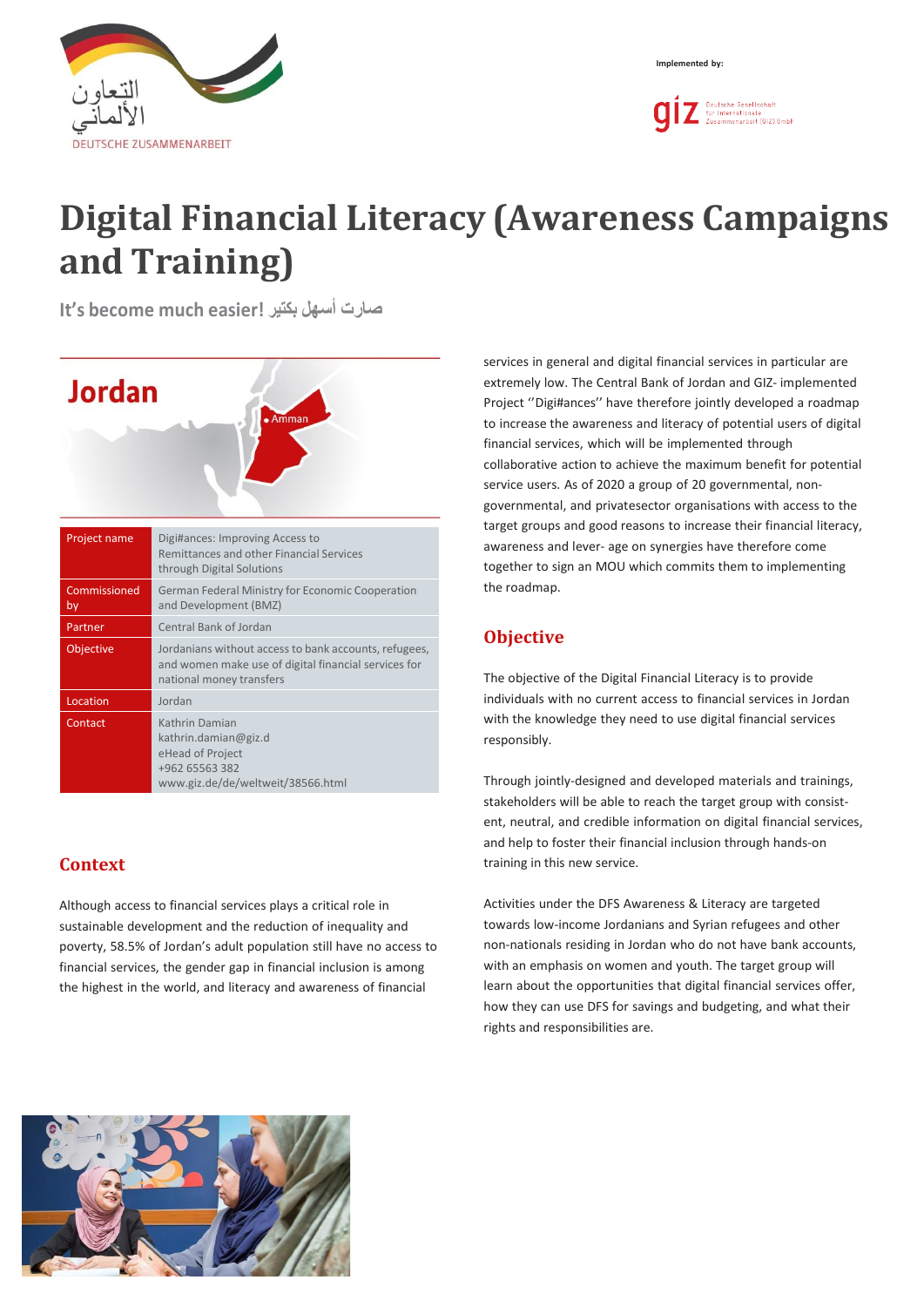# Digital Financial Literacy (Awareness Campaigns and Training)

**It's become much easier! صارت أسهل بكتير**

## Jordan

| Project name | Digi#ances: Improving Access to Remittances and other Financial Services through Digital Solutions |
|---|---|
| Commissioned by | German Federal Ministry for Economic Cooperation and Development (BMZ) |
| Partner | Central Bank of Jordan |
| Objective | Jordanians without access to bank accounts, refugees, and women make use of digital financial services for national money transfers |
| Location | Jordan |
| Contact | Kathrin Damian<br>kathrin.damian@giz.d<br>eHead of Project<br>+962 65563 382<br>www.giz.de/de/weltweit/38566.html |

## Context

Although access to financial services plays a critical role in sustainable development and the reduction of inequality and poverty, 58.5% of Jordan's adult population still have no access to financial services, the gender gap in financial inclusion is among the highest in the world, and literacy and awareness of financial services in general and digital financial services in particular are extremely low. The Central Bank of Jordan and GIZ- implemented Project ''Digi#ances'' have therefore jointly developed a roadmap to increase the awareness and literacy of potential users of digital financial services, which will be implemented through collaborative action to achieve the maximum benefit for potential service users. As of 2020 a group of 20 governmental, non-governmental, and privatesector organisations with access to the target groups and good reasons to increase their financial literacy, awareness and lever- age on synergies have therefore come together to sign an MOU which commits them to implementing the roadmap.

## Objective

The objective of the Digital Financial Literacy is to provide individuals with no current access to financial services in Jordan with the knowledge they need to use digital financial services responsibly.

Through jointly-designed and developed materials and trainings, stakeholders will be able to reach the target group with consist- ent, neutral, and credible information on digital financial services, and help to foster their financial inclusion through hands-on training in this new service.

Activities under the DFS Awareness & Literacy are targeted towards low-income Jordanians and Syrian refugees and other non-nationals residing in Jordan who do not have bank accounts, with an emphasis on women and youth. The target group will learn about the opportunities that digital financial services offer, how they can use DFS for savings and budgeting, and what their rights and responsibilities are.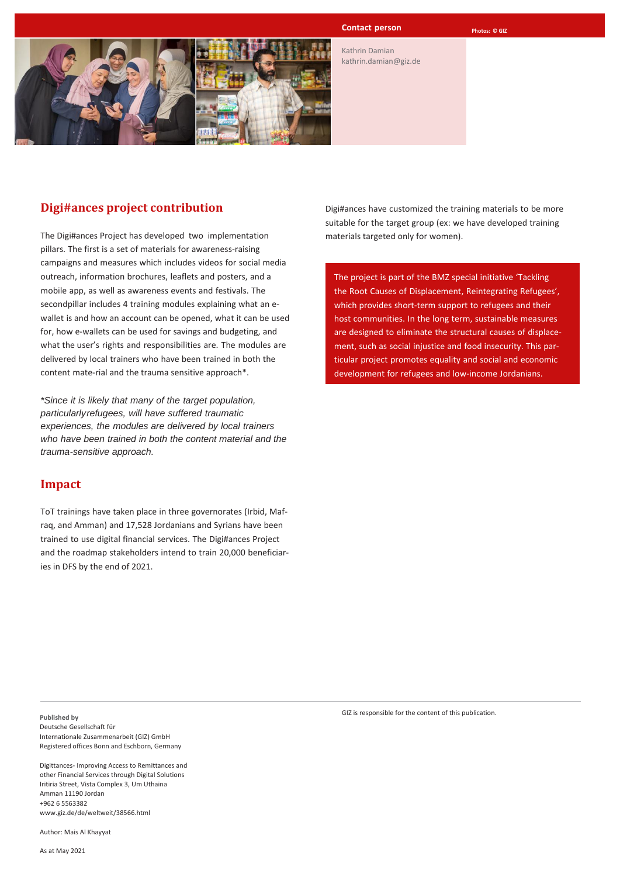**Contact person**

Photos: © GIZ

Kathrin Damian
kathrin.damian@giz.de

## Digi#ances project contribution

The Digi#ances Project has developed two implementation pillars. The first is a set of materials for awareness-raising campaigns and measures which includes videos for social media outreach, information brochures, leaflets and posters, and a mobile app, as well as awareness events and festivals. The secondpillar includes 4 training modules explaining what an e-wallet is and how an account can be opened, what it can be used for, how e-wallets can be used for savings and budgeting, and what the user's rights and responsibilities are. The modules are delivered by local trainers who have been trained in both the content mate-rial and the trauma sensitive approach*.

*\*Since it is likely that many of the target population, particularlyrefugees, will have suffered traumatic experiences, the modules are delivered by local trainers who have been trained in both the content material and the trauma-sensitive approach.*

## Impact

ToT trainings have taken place in three governorates (Irbid, Mafraq, and Amman) and 17,528 Jordanians and Syrians have been trained to use digital financial services. The Digi#ances Project and the roadmap stakeholders intend to train 20,000 beneficiaries in DFS by the end of 2021.

Digi#ances have customized the training materials to be more suitable for the target group (ex: we have developed training materials targeted only for women).

The project is part of the BMZ special initiative 'Tackling the Root Causes of Displacement, Reintegrating Refugees', which provides short-term support to refugees and their host communities. In the long term, sustainable measures are designed to eliminate the structural causes of displacement, such as social injustice and food insecurity. This particular project promotes equality and social and economic development for refugees and low-income Jordanians.

---

**Published by**
Deutsche Gesellschaft für
Internationale Zusammenarbeit (GIZ) GmbH
Registered offices Bonn and Eschborn, Germany

Digittances- Improving Access to Remittances and
other Financial Services through Digital Solutions
Iritiria Street, Vista Complex 3, Um Uthaina
Amman 11190 Jordan
+962 6 5563382
www.giz.de/de/weltweit/38566.html

Author: Mais Al Khayyat

As at May 2021

GIZ is responsible for the content of this publication.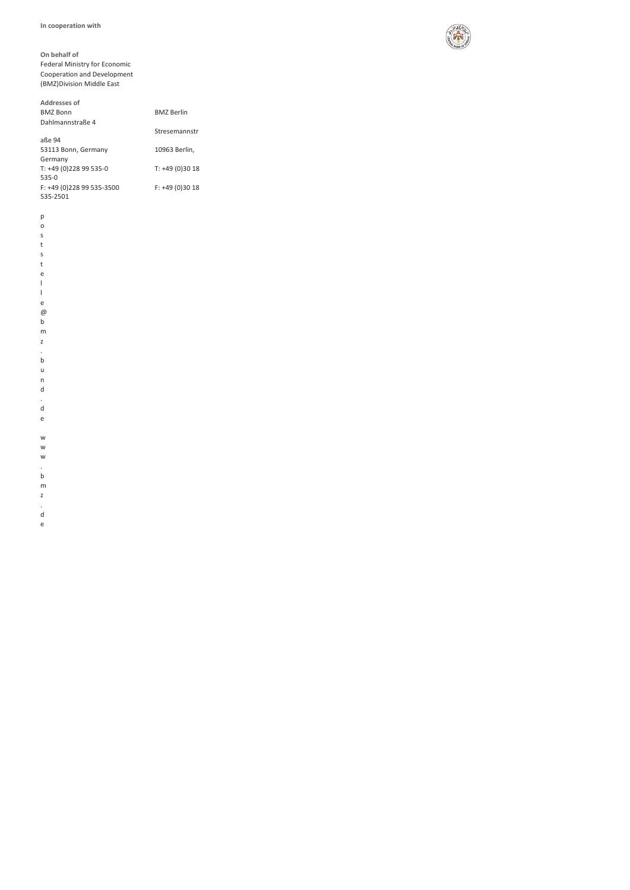**In cooperation with**

**On behalf of**
Federal Ministry for Economic Cooperation and Development (BMZ)Division Middle East

**Addresses of**

| BMZ Bonn | BMZ Berlin |
|---|---|
| Dahlmannstraße 4 | Stresemannstraße 94 |
| 53113 Bonn, Germany | 10963 Berlin, Germany |
| T: +49 (0)228 99 535-0 | T: +49 (0)30 18 535-0 |
| F: +49 (0)228 99 535-3500 | F: +49 (0)30 18 535-2501 |

poststelle@bmz.bund.de

www.bmz.de